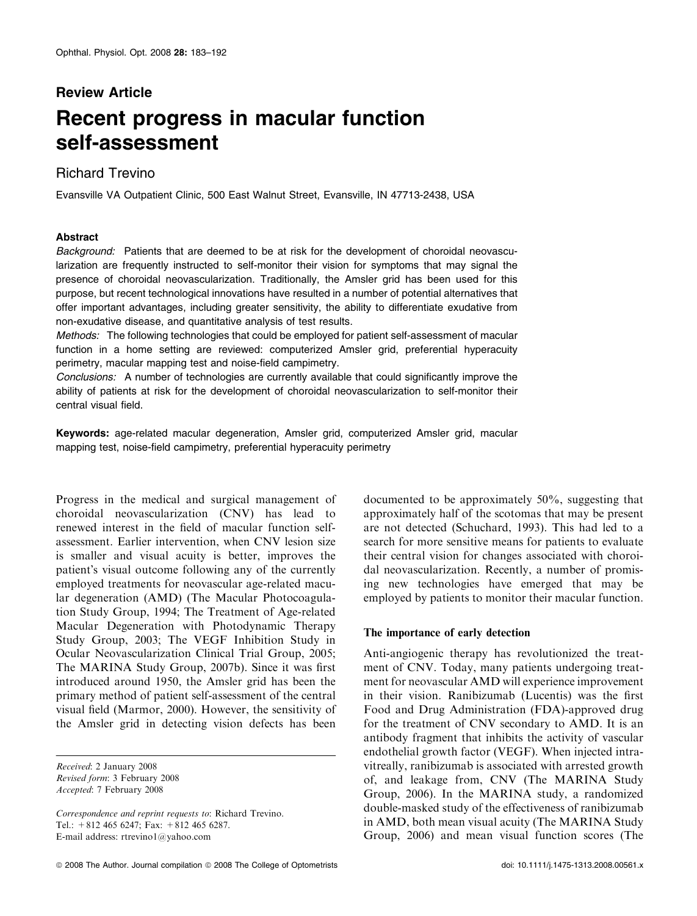## Review Article

# Recent progress in macular function self-assessment

Richard Trevino

Evansville VA Outpatient Clinic, 500 East Walnut Street, Evansville, IN 47713-2438, USA

### Abstract

*Background:* Patients that are deemed to be at risk for the development of choroidal neovascularization are frequently instructed to self-monitor their vision for symptoms that may signal the presence of choroidal neovascularization. Traditionally, the Amsler grid has been used for this purpose, but recent technological innovations have resulted in a number of potential alternatives that offer important advantages, including greater sensitivity, the ability to differentiate exudative from non-exudative disease, and quantitative analysis of test results.

*Methods:* The following technologies that could be employed for patient self-assessment of macular function in a home setting are reviewed: computerized Amsler grid, preferential hyperacuity perimetry, macular mapping test and noise-field campimetry.

*Conclusions:* A number of technologies are currently available that could significantly improve the ability of patients at risk for the development of choroidal neovascularization to self-monitor their central visual field.

**Keywords:** age-related macular degeneration, Amsler grid, computerized Amsler grid, macular mapping test, noise-field campimetry, preferential hyperacuity perimetry

Progress in the medical and surgical management of choroidal neovascularization (CNV) has lead to renewed interest in the field of macular function self-assessment. Earlier intervention, when CNV lesion size is smaller and visual acuity is better, improves the patient's visual outcome following any of the currently employed treatments for neovascular age-related macular degeneration (AMD) (The Macular Photocoagulation Study Group, 1994; The Treatment of Age-related Macular Degeneration with Photodynamic Therapy Study Group, 2003; The VEGF Inhibition Study in Ocular Neovascularization Clinical Trial Group, 2005; The MARINA Study Group, 2007b). Since it was first introduced around 1950, the Amsler grid has been the primary method of patient self-assessment of the central visual field (Marmor, 2000). However, the sensitivity of the Amsler grid in detecting vision defects has been documented to be approximately 50%, suggesting that approximately half of the scotomas that may be present are not detected (Schuchard, 1993). This had led to a search for more sensitive means for patients to evaluate their central vision for changes associated with choroidal neovascularization. Recently, a number of promising new technologies have emerged that may be employed by patients to monitor their macular function.

### The importance of early detection

Anti-angiogenic therapy has revolutionized the treatment of CNV. Today, many patients undergoing treatment for neovascular AMD will experience improvement in their vision. Ranibizumab (Lucentis) was the first Food and Drug Administration (FDA)-approved drug for the treatment of CNV secondary to AMD. It is an antibody fragment that inhibits the activity of vascular endothelial growth factor (VEGF). When injected intravitreally, ranibizumab is associated with arrested growth of, and leakage from, CNV (The MARINA Study Group, 2006). In the MARINA study, a randomized double-masked study of the effectiveness of ranibizumab in AMD, both mean visual acuity (The MARINA Study Group, 2006) and mean visual function scores (The

*Received*: 2 January 2008
*Revised form*: 3 February 2008
*Accepted*: 7 February 2008

*Correspondence and reprint requests to*: Richard Trevino.
Tel.: +812 465 6247; Fax: +812 465 6287.
E-mail address: rtrevino1@yahoo.com

© 2008 The Author. Journal compilation © 2008 The College of Optometrists

doi: 10.1111/j.1475-1313.2008.00561.x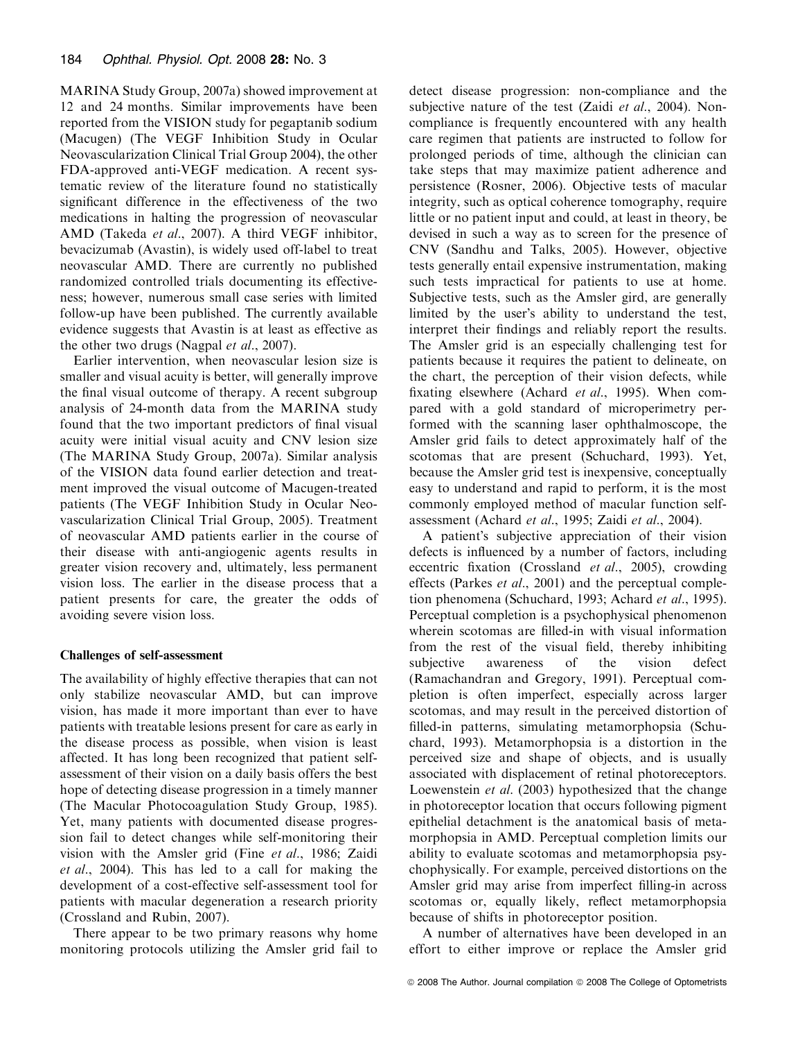MARINA Study Group, 2007a) showed improvement at 12 and 24 months. Similar improvements have been reported from the VISION study for pegaptanib sodium (Macugen) (The VEGF Inhibition Study in Ocular Neovascularization Clinical Trial Group 2004), the other FDA-approved anti-VEGF medication. A recent systematic review of the literature found no statistically significant difference in the effectiveness of the two medications in halting the progression of neovascular AMD (Takeda *et al*., 2007). A third VEGF inhibitor, bevacizumab (Avastin), is widely used off-label to treat neovascular AMD. There are currently no published randomized controlled trials documenting its effectiveness; however, numerous small case series with limited follow-up have been published. The currently available evidence suggests that Avastin is at least as effective as the other two drugs (Nagpal *et al*., 2007).

Earlier intervention, when neovascular lesion size is smaller and visual acuity is better, will generally improve the final visual outcome of therapy. A recent subgroup analysis of 24-month data from the MARINA study found that the two important predictors of final visual acuity were initial visual acuity and CNV lesion size (The MARINA Study Group, 2007a). Similar analysis of the VISION data found earlier detection and treatment improved the visual outcome of Macugen-treated patients (The VEGF Inhibition Study in Ocular Neovascularization Clinical Trial Group, 2005). Treatment of neovascular AMD patients earlier in the course of their disease with anti-angiogenic agents results in greater vision recovery and, ultimately, less permanent vision loss. The earlier in the disease process that a patient presents for care, the greater the odds of avoiding severe vision loss.

**Challenges of self-assessment**

The availability of highly effective therapies that can not only stabilize neovascular AMD, but can improve vision, has made it more important than ever to have patients with treatable lesions present for care as early in the disease process as possible, when vision is least affected. It has long been recognized that patient self-assessment of their vision on a daily basis offers the best hope of detecting disease progression in a timely manner (The Macular Photocoagulation Study Group, 1985). Yet, many patients with documented disease progression fail to detect changes while self-monitoring their vision with the Amsler grid (Fine *et al*., 1986; Zaidi *et al*., 2004). This has led to a call for making the development of a cost-effective self-assessment tool for patients with macular degeneration a research priority (Crossland and Rubin, 2007).

There appear to be two primary reasons why home monitoring protocols utilizing the Amsler grid fail to detect disease progression: non-compliance and the subjective nature of the test (Zaidi *et al*., 2004). Non-compliance is frequently encountered with any health care regimen that patients are instructed to follow for prolonged periods of time, although the clinician can take steps that may maximize patient adherence and persistence (Rosner, 2006). Objective tests of macular integrity, such as optical coherence tomography, require little or no patient input and could, at least in theory, be devised in such a way as to screen for the presence of CNV (Sandhu and Talks, 2005). However, objective tests generally entail expensive instrumentation, making such tests impractical for patients to use at home. Subjective tests, such as the Amsler gird, are generally limited by the user's ability to understand the test, interpret their findings and reliably report the results. The Amsler grid is an especially challenging test for patients because it requires the patient to delineate, on the chart, the perception of their vision defects, while fixating elsewhere (Achard *et al*., 1995). When compared with a gold standard of microperimetry performed with the scanning laser ophthalmoscope, the Amsler grid fails to detect approximately half of the scotomas that are present (Schuchard, 1993). Yet, because the Amsler grid test is inexpensive, conceptually easy to understand and rapid to perform, it is the most commonly employed method of macular function self-assessment (Achard *et al*., 1995; Zaidi *et al*., 2004).

A patient's subjective appreciation of their vision defects is influenced by a number of factors, including eccentric fixation (Crossland *et al*., 2005), crowding effects (Parkes *et al*., 2001) and the perceptual completion phenomena (Schuchard, 1993; Achard *et al*., 1995). Perceptual completion is a psychophysical phenomenon wherein scotomas are filled-in with visual information from the rest of the visual field, thereby inhibiting subjective awareness of the vision defect (Ramachandran and Gregory, 1991). Perceptual completion is often imperfect, especially across larger scotomas, and may result in the perceived distortion of filled-in patterns, simulating metamorphopsia (Schuchard, 1993). Metamorphopsia is a distortion in the perceived size and shape of objects, and is usually associated with displacement of retinal photoreceptors. Loewenstein *et al*. (2003) hypothesized that the change in photoreceptor location that occurs following pigment epithelial detachment is the anatomical basis of metamorphopsia in AMD. Perceptual completion limits our ability to evaluate scotomas and metamorphopsia psychophysically. For example, perceived distortions on the Amsler grid may arise from imperfect filling-in across scotomas or, equally likely, reflect metamorphopsia because of shifts in photoreceptor position.

A number of alternatives have been developed in an effort to either improve or replace the Amsler grid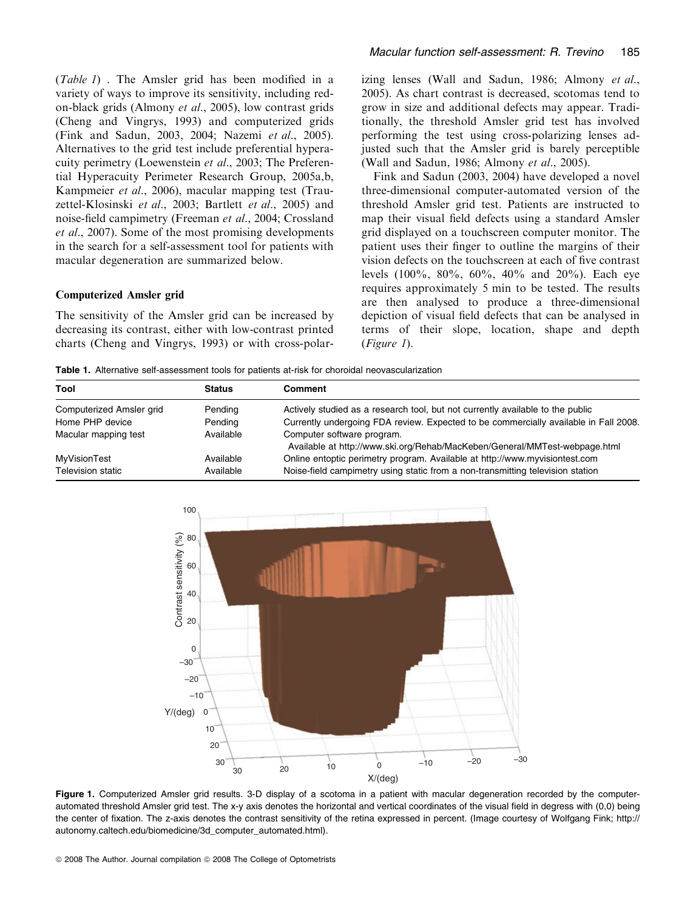(*Table 1*) . The Amsler grid has been modified in a variety of ways to improve its sensitivity, including red-on-black grids (Almony *et al*., 2005), low contrast grids (Cheng and Vingrys, 1993) and computerized grids (Fink and Sadun, 2003, 2004; Nazemi *et al*., 2005). Alternatives to the grid test include preferential hyperacuity perimetry (Loewenstein *et al*., 2003; The Preferential Hyperacuity Perimeter Research Group, 2005a,b, Kampmeier *et al*., 2006), macular mapping test (Trauzettel-Klosinski *et al*., 2003; Bartlett *et al*., 2005) and noise-field campimetry (Freeman *et al*., 2004; Crossland *et al*., 2007). Some of the most promising developments in the search for a self-assessment tool for patients with macular degeneration are summarized below.

### Computerized Amsler grid

The sensitivity of the Amsler grid can be increased by decreasing its contrast, either with low-contrast printed charts (Cheng and Vingrys, 1993) or with cross-polarizing lenses (Wall and Sadun, 1986; Almony *et al*., 2005). As chart contrast is decreased, scotomas tend to grow in size and additional defects may appear. Traditionally, the threshold Amsler grid test has involved performing the test using cross-polarizing lenses adjusted such that the Amsler grid is barely perceptible (Wall and Sadun, 1986; Almony *et al*., 2005).

Fink and Sadun (2003, 2004) have developed a novel three-dimensional computer-automated version of the threshold Amsler grid test. Patients are instructed to map their visual field defects using a standard Amsler grid displayed on a touchscreen computer monitor. The patient uses their finger to outline the margins of their vision defects on the touchscreen at each of five contrast levels (100%, 80%, 60%, 40% and 20%). Each eye requires approximately 5 min to be tested. The results are then analysed to produce a three-dimensional depiction of visual field defects that can be analysed in terms of their slope, location, shape and depth (*Figure 1*).

**Table 1.** Alternative self-assessment tools for patients at-risk for choroidal neovascularization

| Tool | Status | Comment |
|---|---|---|
| Computerized Amsler grid | Pending | Actively studied as a research tool, but not currently available to the public |
| Home PHP device | Pending | Currently undergoing FDA review. Expected to be commercially available in Fall 2008. |
| Macular mapping test | Available | Computer software program. Available at http://www.ski.org/Rehab/MacKeben/General/MMTest-webpage.html |
| MyVisionTest | Available | Online entoptic perimetry program. Available at http://www.myvisiontest.com |
| Television static | Available | Noise-field campimetry using static from a non-transmitting television station |

**Figure 1.** Computerized Amsler grid results. 3-D display of a scotoma in a patient with macular degeneration recorded by the computer-automated threshold Amsler grid test. The x-y axis denotes the horizontal and vertical coordinates of the visual field in degress with (0,0) being the center of fixation. The z-axis denotes the contrast sensitivity of the retina expressed in percent. (Image courtesy of Wolfgang Fink; http://autonomy.caltech.edu/biomedicine/3d_computer_automated.html).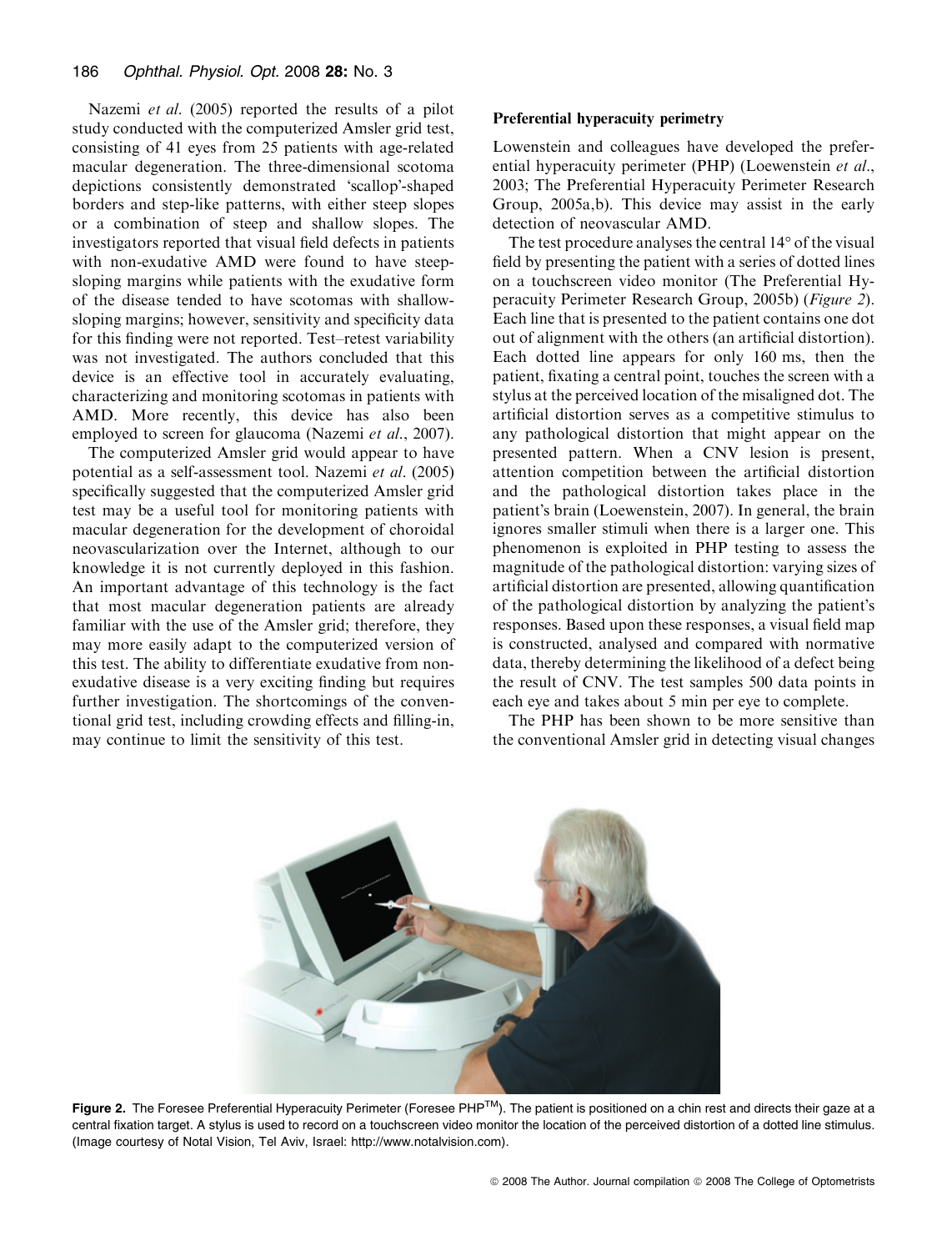Nazemi *et al.* (2005) reported the results of a pilot study conducted with the computerized Amsler grid test, consisting of 41 eyes from 25 patients with age-related macular degeneration. The three-dimensional scotoma depictions consistently demonstrated 'scallop'-shaped borders and step-like patterns, with either steep slopes or a combination of steep and shallow slopes. The investigators reported that visual field defects in patients with non-exudative AMD were found to have steep-sloping margins while patients with the exudative form of the disease tended to have scotomas with shallow-sloping margins; however, sensitivity and specificity data for this finding were not reported. Test–retest variability was not investigated. The authors concluded that this device is an effective tool in accurately evaluating, characterizing and monitoring scotomas in patients with AMD. More recently, this device has also been employed to screen for glaucoma (Nazemi *et al.*, 2007).

The computerized Amsler grid would appear to have potential as a self-assessment tool. Nazemi *et al.* (2005) specifically suggested that the computerized Amsler grid test may be a useful tool for monitoring patients with macular degeneration for the development of choroidal neovascularization over the Internet, although to our knowledge it is not currently deployed in this fashion. An important advantage of this technology is the fact that most macular degeneration patients are already familiar with the use of the Amsler grid; therefore, they may more easily adapt to the computerized version of this test. The ability to differentiate exudative from non-exudative disease is a very exciting finding but requires further investigation. The shortcomings of the conventional grid test, including crowding effects and filling-in, may continue to limit the sensitivity of this test.

### Preferential hyperacuity perimetry

Lowenstein and colleagues have developed the preferential hyperacuity perimeter (PHP) (Loewenstein *et al.*, 2003; The Preferential Hyperacuity Perimeter Research Group, 2005a,b). This device may assist in the early detection of neovascular AMD.

The test procedure analyses the central 14° of the visual field by presenting the patient with a series of dotted lines on a touchscreen video monitor (The Preferential Hyperacuity Perimeter Research Group, 2005b) (*Figure 2*). Each line that is presented to the patient contains one dot out of alignment with the others (an artificial distortion). Each dotted line appears for only 160 ms, then the patient, fixating a central point, touches the screen with a stylus at the perceived location of the misaligned dot. The artificial distortion serves as a competitive stimulus to any pathological distortion that might appear on the presented pattern. When a CNV lesion is present, attention competition between the artificial distortion and the pathological distortion takes place in the patient's brain (Loewenstein, 2007). In general, the brain ignores smaller stimuli when there is a larger one. This phenomenon is exploited in PHP testing to assess the magnitude of the pathological distortion: varying sizes of artificial distortion are presented, allowing quantification of the pathological distortion by analyzing the patient's responses. Based upon these responses, a visual field map is constructed, analysed and compared with normative data, thereby determining the likelihood of a defect being the result of CNV. The test samples 500 data points in each eye and takes about 5 min per eye to complete.

The PHP has been shown to be more sensitive than the conventional Amsler grid in detecting visual changes

**Figure 2.** The Foresee Preferential Hyperacuity Perimeter (Foresee PHP™). The patient is positioned on a chin rest and directs their gaze at a central fixation target. A stylus is used to record on a touchscreen video monitor the location of the perceived distortion of a dotted line stimulus. (Image courtesy of Notal Vision, Tel Aviv, Israel: http://www.notalvision.com).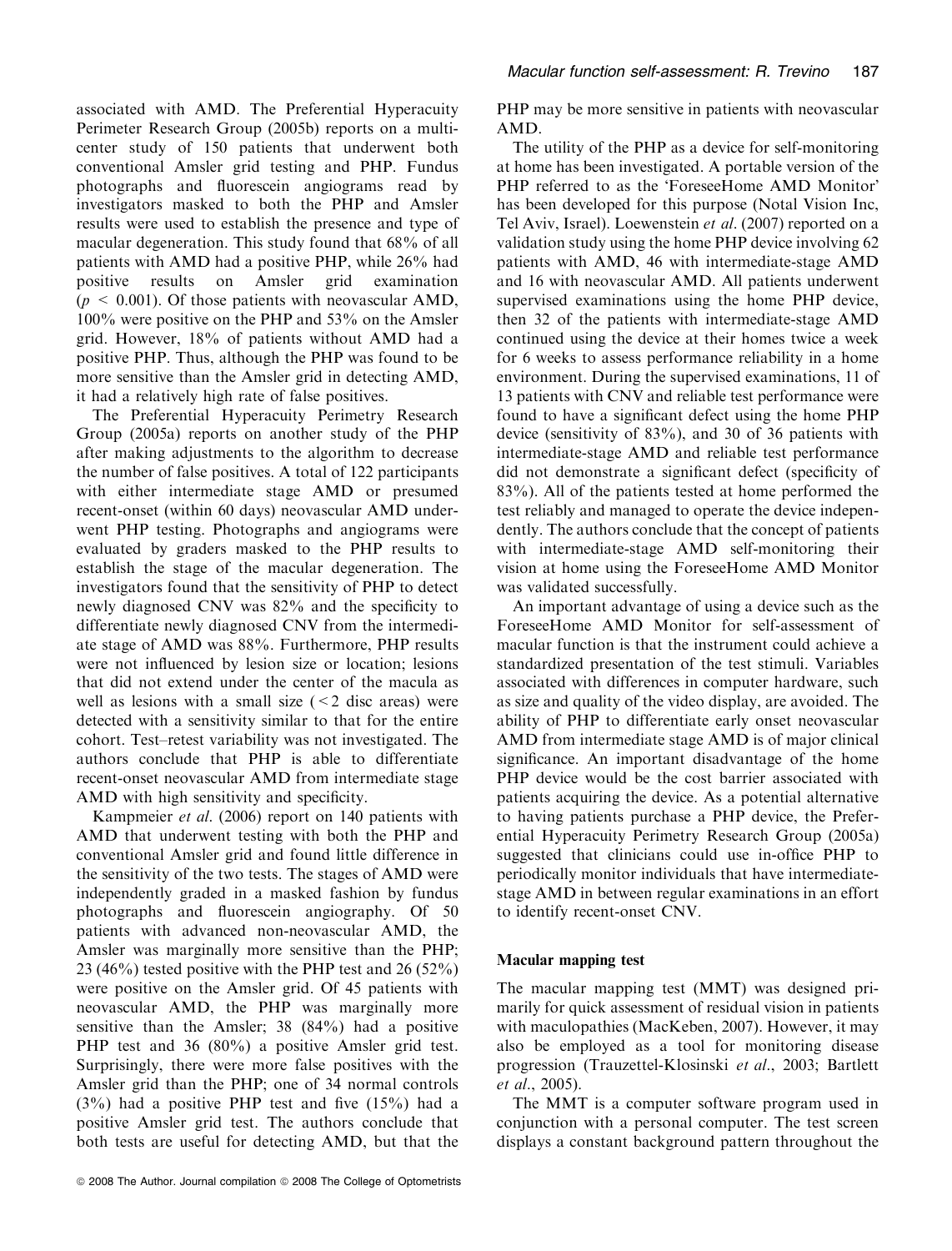associated with AMD. The Preferential Hyperacuity Perimeter Research Group (2005b) reports on a multi-center study of 150 patients that underwent both conventional Amsler grid testing and PHP. Fundus photographs and fluorescein angiograms read by investigators masked to both the PHP and Amsler results were used to establish the presence and type of macular degeneration. This study found that 68% of all patients with AMD had a positive PHP, while 26% had positive results on Amsler grid examination ($p < 0.001$). Of those patients with neovascular AMD, 100% were positive on the PHP and 53% on the Amsler grid. However, 18% of patients without AMD had a positive PHP. Thus, although the PHP was found to be more sensitive than the Amsler grid in detecting AMD, it had a relatively high rate of false positives.

The Preferential Hyperacuity Perimetry Research Group (2005a) reports on another study of the PHP after making adjustments to the algorithm to decrease the number of false positives. A total of 122 participants with either intermediate stage AMD or presumed recent-onset (within 60 days) neovascular AMD underwent PHP testing. Photographs and angiograms were evaluated by graders masked to the PHP results to establish the stage of the macular degeneration. The investigators found that the sensitivity of PHP to detect newly diagnosed CNV was 82% and the specificity to differentiate newly diagnosed CNV from the intermediate stage of AMD was 88%. Furthermore, PHP results were not influenced by lesion size or location; lesions that did not extend under the center of the macula as well as lesions with a small size (<2 disc areas) were detected with a sensitivity similar to that for the entire cohort. Test–retest variability was not investigated. The authors conclude that PHP is able to differentiate recent-onset neovascular AMD from intermediate stage AMD with high sensitivity and specificity.

Kampmeier *et al*. (2006) report on 140 patients with AMD that underwent testing with both the PHP and conventional Amsler grid and found little difference in the sensitivity of the two tests. The stages of AMD were independently graded in a masked fashion by fundus photographs and fluorescein angiography. Of 50 patients with advanced non-neovascular AMD, the Amsler was marginally more sensitive than the PHP; 23 (46%) tested positive with the PHP test and 26 (52%) were positive on the Amsler grid. Of 45 patients with neovascular AMD, the PHP was marginally more sensitive than the Amsler; 38 (84%) had a positive PHP test and 36 (80%) a positive Amsler grid test. Surprisingly, there were more false positives with the Amsler grid than the PHP; one of 34 normal controls (3%) had a positive PHP test and five (15%) had a positive Amsler grid test. The authors conclude that both tests are useful for detecting AMD, but that the PHP may be more sensitive in patients with neovascular AMD.

The utility of the PHP as a device for self-monitoring at home has been investigated. A portable version of the PHP referred to as the 'ForeseeHome AMD Monitor' has been developed for this purpose (Notal Vision Inc, Tel Aviv, Israel). Loewenstein *et al*. (2007) reported on a validation study using the home PHP device involving 62 patients with AMD, 46 with intermediate-stage AMD and 16 with neovascular AMD. All patients underwent supervised examinations using the home PHP device, then 32 of the patients with intermediate-stage AMD continued using the device at their homes twice a week for 6 weeks to assess performance reliability in a home environment. During the supervised examinations, 11 of 13 patients with CNV and reliable test performance were found to have a significant defect using the home PHP device (sensitivity of 83%), and 30 of 36 patients with intermediate-stage AMD and reliable test performance did not demonstrate a significant defect (specificity of 83%). All of the patients tested at home performed the test reliably and managed to operate the device independently. The authors conclude that the concept of patients with intermediate-stage AMD self-monitoring their vision at home using the ForeseeHome AMD Monitor was validated successfully.

An important advantage of using a device such as the ForeseeHome AMD Monitor for self-assessment of macular function is that the instrument could achieve a standardized presentation of the test stimuli. Variables associated with differences in computer hardware, such as size and quality of the video display, are avoided. The ability of PHP to differentiate early onset neovascular AMD from intermediate stage AMD is of major clinical significance. An important disadvantage of the home PHP device would be the cost barrier associated with patients acquiring the device. As a potential alternative to having patients purchase a PHP device, the Preferential Hyperacuity Perimetry Research Group (2005a) suggested that clinicians could use in-office PHP to periodically monitor individuals that have intermediate-stage AMD in between regular examinations in an effort to identify recent-onset CNV.

### Macular mapping test

The macular mapping test (MMT) was designed primarily for quick assessment of residual vision in patients with maculopathies (MacKeben, 2007). However, it may also be employed as a tool for monitoring disease progression (Trauzettel-Klosinski *et al*., 2003; Bartlett *et al*., 2005).

The MMT is a computer software program used in conjunction with a personal computer. The test screen displays a constant background pattern throughout the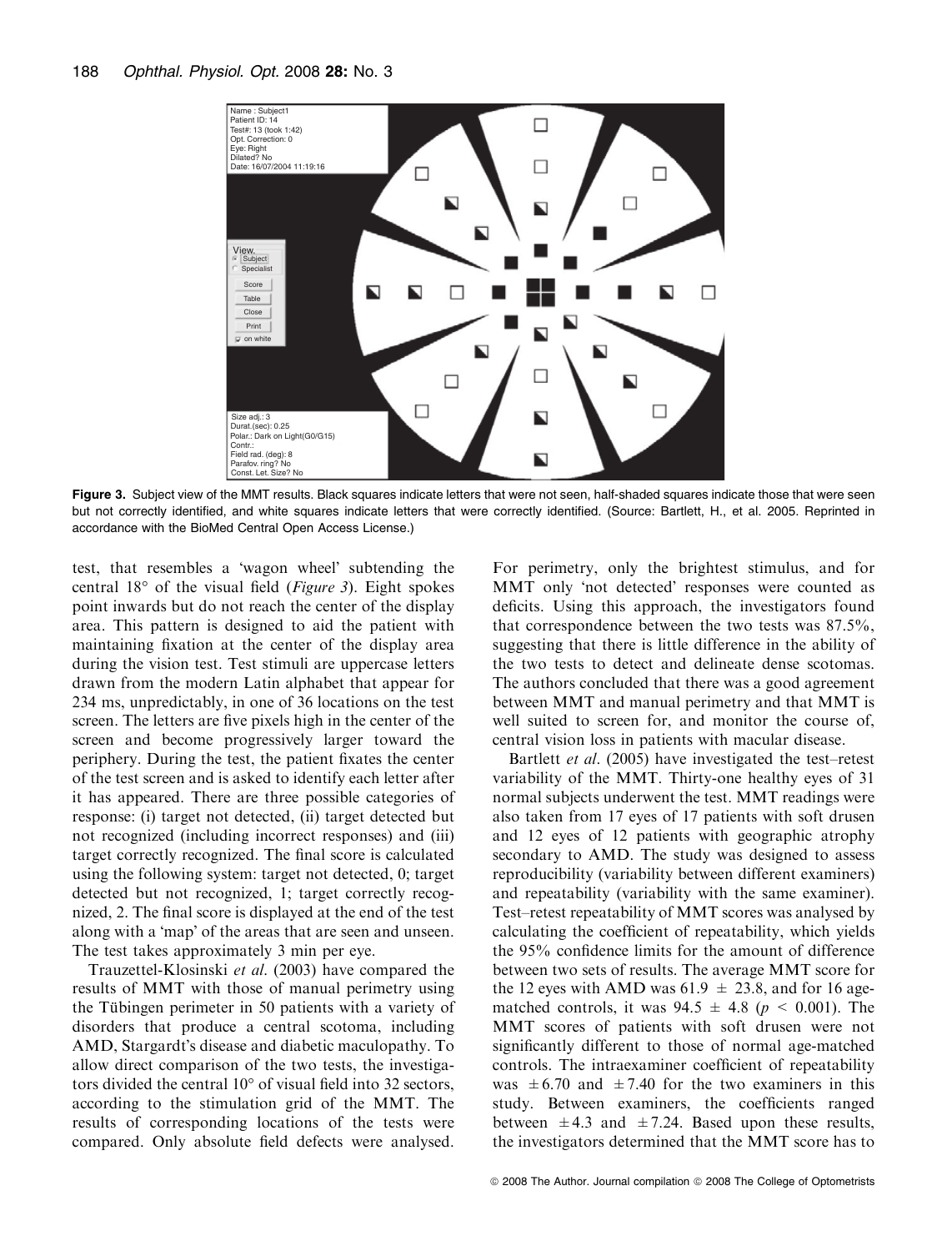Figure 3. Subject view of the MMT results. Black squares indicate letters that were not seen, half-shaded squares indicate those that were seen but not correctly identified, and white squares indicate letters that were correctly identified. (Source: Bartlett, H., et al. 2005. Reprinted in accordance with the BioMed Central Open Access License.)

test, that resembles a 'wagon wheel' subtending the central 18° of the visual field (*Figure 3*). Eight spokes point inwards but do not reach the center of the display area. This pattern is designed to aid the patient with maintaining fixation at the center of the display area during the vision test. Test stimuli are uppercase letters drawn from the modern Latin alphabet that appear for 234 ms, unpredictably, in one of 36 locations on the test screen. The letters are five pixels high in the center of the screen and become progressively larger toward the periphery. During the test, the patient fixates the center of the test screen and is asked to identify each letter after it has appeared. There are three possible categories of response: (i) target not detected, (ii) target detected but not recognized (including incorrect responses) and (iii) target correctly recognized. The final score is calculated using the following system: target not detected, 0; target detected but not recognized, 1; target correctly recognized, 2. The final score is displayed at the end of the test along with a 'map' of the areas that are seen and unseen. The test takes approximately 3 min per eye.

Trauzettel-Klosinski *et al.* (2003) have compared the results of MMT with those of manual perimetry using the Tübingen perimeter in 50 patients with a variety of disorders that produce a central scotoma, including AMD, Stargardt's disease and diabetic maculopathy. To allow direct comparison of the two tests, the investigators divided the central 10° of visual field into 32 sectors, according to the stimulation grid of the MMT. The results of corresponding locations of the tests were compared. Only absolute field defects were analysed. For perimetry, only the brightest stimulus, and for MMT only 'not detected' responses were counted as deficits. Using this approach, the investigators found that correspondence between the two tests was 87.5%, suggesting that there is little difference in the ability of the two tests to detect and delineate dense scotomas. The authors concluded that there was a good agreement between MMT and manual perimetry and that MMT is well suited to screen for, and monitor the course of, central vision loss in patients with macular disease.

Bartlett *et al.* (2005) have investigated the test–retest variability of the MMT. Thirty-one healthy eyes of 31 normal subjects underwent the test. MMT readings were also taken from 17 eyes of 17 patients with soft drusen and 12 eyes of 12 patients with geographic atrophy secondary to AMD. The study was designed to assess reproducibility (variability between different examiners) and repeatability (variability with the same examiner). Test–retest repeatability of MMT scores was analysed by calculating the coefficient of repeatability, which yields the 95% confidence limits for the amount of difference between two sets of results. The average MMT score for the 12 eyes with AMD was $61.9 \pm 23.8$, and for 16 age-matched controls, it was $94.5 \pm 4.8$ ($p < 0.001$). The MMT scores of patients with soft drusen were not significantly different to those of normal age-matched controls. The intraexaminer coefficient of repeatability was $\pm 6.70$ and $\pm 7.40$ for the two examiners in this study. Between examiners, the coefficients ranged between $\pm 4.3$ and $\pm 7.24$. Based upon these results, the investigators determined that the MMT score has to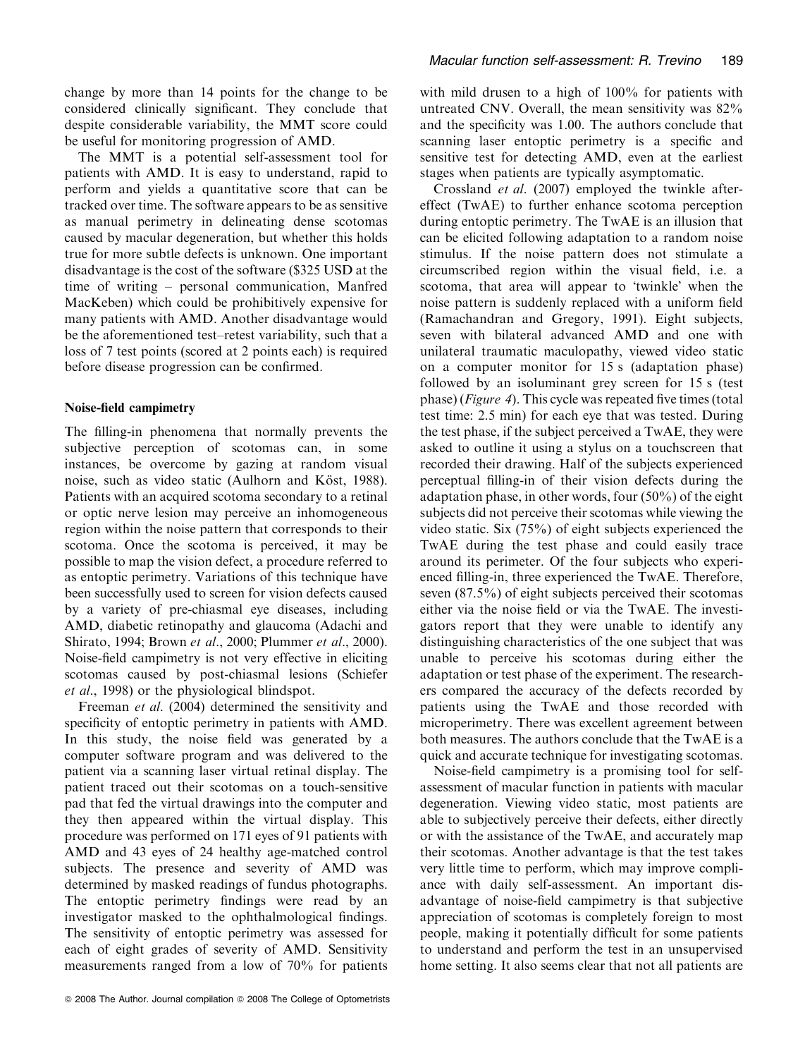change by more than 14 points for the change to be considered clinically significant. They conclude that despite considerable variability, the MMT score could be useful for monitoring progression of AMD.

The MMT is a potential self-assessment tool for patients with AMD. It is easy to understand, rapid to perform and yields a quantitative score that can be tracked over time. The software appears to be as sensitive as manual perimetry in delineating dense scotomas caused by macular degeneration, but whether this holds true for more subtle defects is unknown. One important disadvantage is the cost of the software ($325 USD at the time of writing – personal communication, Manfred MacKeben) which could be prohibitively expensive for many patients with AMD. Another disadvantage would be the aforementioned test–retest variability, such that a loss of 7 test points (scored at 2 points each) is required before disease progression can be confirmed.

### Noise-field campimetry

The filling-in phenomena that normally prevents the subjective perception of scotomas can, in some instances, be overcome by gazing at random visual noise, such as video static (Aulhorn and Köst, 1988). Patients with an acquired scotoma secondary to a retinal or optic nerve lesion may perceive an inhomogeneous region within the noise pattern that corresponds to their scotoma. Once the scotoma is perceived, it may be possible to map the vision defect, a procedure referred to as entoptic perimetry. Variations of this technique have been successfully used to screen for vision defects caused by a variety of pre-chiasmal eye diseases, including AMD, diabetic retinopathy and glaucoma (Adachi and Shirato, 1994; Brown *et al*., 2000; Plummer *et al*., 2000). Noise-field campimetry is not very effective in eliciting scotomas caused by post-chiasmal lesions (Schiefer *et al*., 1998) or the physiological blindspot.

Freeman *et al*. (2004) determined the sensitivity and specificity of entoptic perimetry in patients with AMD. In this study, the noise field was generated by a computer software program and was delivered to the patient via a scanning laser virtual retinal display. The patient traced out their scotomas on a touch-sensitive pad that fed the virtual drawings into the computer and they then appeared within the virtual display. This procedure was performed on 171 eyes of 91 patients with AMD and 43 eyes of 24 healthy age-matched control subjects. The presence and severity of AMD was determined by masked readings of fundus photographs. The entoptic perimetry findings were read by an investigator masked to the ophthalmological findings. The sensitivity of entoptic perimetry was assessed for each of eight grades of severity of AMD. Sensitivity measurements ranged from a low of 70% for patients with mild drusen to a high of 100% for patients with untreated CNV. Overall, the mean sensitivity was 82% and the specificity was 1.00. The authors conclude that scanning laser entoptic perimetry is a specific and sensitive test for detecting AMD, even at the earliest stages when patients are typically asymptomatic.

Crossland *et al*. (2007) employed the twinkle after-effect (TwAE) to further enhance scotoma perception during entoptic perimetry. The TwAE is an illusion that can be elicited following adaptation to a random noise stimulus. If the noise pattern does not stimulate a circumscribed region within the visual field, i.e. a scotoma, that area will appear to 'twinkle' when the noise pattern is suddenly replaced with a uniform field (Ramachandran and Gregory, 1991). Eight subjects, seven with bilateral advanced AMD and one with unilateral traumatic maculopathy, viewed video static on a computer monitor for 15 s (adaptation phase) followed by an isoluminant grey screen for 15 s (test phase) (*Figure 4*). This cycle was repeated five times (total test time: 2.5 min) for each eye that was tested. During the test phase, if the subject perceived a TwAE, they were asked to outline it using a stylus on a touchscreen that recorded their drawing. Half of the subjects experienced perceptual filling-in of their vision defects during the adaptation phase, in other words, four (50%) of the eight subjects did not perceive their scotomas while viewing the video static. Six (75%) of eight subjects experienced the TwAE during the test phase and could easily trace around its perimeter. Of the four subjects who experienced filling-in, three experienced the TwAE. Therefore, seven (87.5%) of eight subjects perceived their scotomas either via the noise field or via the TwAE. The investigators report that they were unable to identify any distinguishing characteristics of the one subject that was unable to perceive his scotomas during either the adaptation or test phase of the experiment. The researchers compared the accuracy of the defects recorded by patients using the TwAE and those recorded with microperimetry. There was excellent agreement between both measures. The authors conclude that the TwAE is a quick and accurate technique for investigating scotomas.

Noise-field campimetry is a promising tool for self-assessment of macular function in patients with macular degeneration. Viewing video static, most patients are able to subjectively perceive their defects, either directly or with the assistance of the TwAE, and accurately map their scotomas. Another advantage is that the test takes very little time to perform, which may improve compliance with daily self-assessment. An important disadvantage of noise-field campimetry is that subjective appreciation of scotomas is completely foreign to most people, making it potentially difficult for some patients to understand and perform the test in an unsupervised home setting. It also seems clear that not all patients are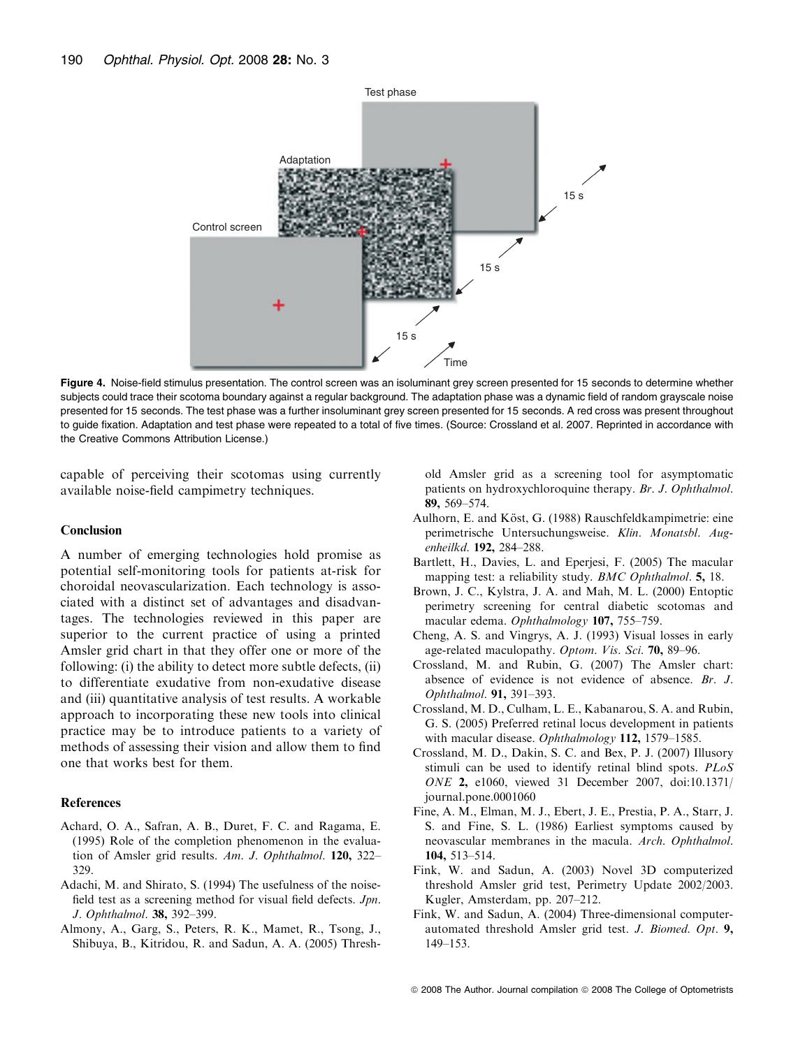Figure 4. Noise-field stimulus presentation. The control screen was an isoluminant grey screen presented for 15 seconds to determine whether subjects could trace their scotoma boundary against a regular background. The adaptation phase was a dynamic field of random grayscale noise presented for 15 seconds. The test phase was a further insoluminant grey screen presented for 15 seconds. A red cross was present throughout to guide fixation. Adaptation and test phase were repeated to a total of five times. (Source: Crossland et al. 2007. Reprinted in accordance with the Creative Commons Attribution License.)

capable of perceiving their scotomas using currently available noise-field campimetry techniques.

## Conclusion

A number of emerging technologies hold promise as potential self-monitoring tools for patients at-risk for choroidal neovascularization. Each technology is associated with a distinct set of advantages and disadvantages. The technologies reviewed in this paper are superior to the current practice of using a printed Amsler grid chart in that they offer one or more of the following: (i) the ability to detect more subtle defects, (ii) to differentiate exudative from non-exudative disease and (iii) quantitative analysis of test results. A workable approach to incorporating these new tools into clinical practice may be to introduce patients to a variety of methods of assessing their vision and allow them to find one that works best for them.

## References

Achard, O. A., Safran, A. B., Duret, F. C. and Ragama, E. (1995) Role of the completion phenomenon in the evaluation of Amsler grid results. *Am. J. Ophthalmol.* **120,** 322–329.

Adachi, M. and Shirato, S. (1994) The usefulness of the noise-field test as a screening method for visual field defects. *Jpn. J. Ophthalmol.* **38,** 392–399.

Almony, A., Garg, S., Peters, R. K., Mamet, R., Tsong, J., Shibuya, B., Kitridou, R. and Sadun, A. A. (2005) Threshold Amsler grid as a screening tool for asymptomatic patients on hydroxychloroquine therapy. *Br. J. Ophthalmol.* **89,** 569–574.

Aulhorn, E. and Köst, G. (1988) Rauschfeldkampimetrie: eine perimetrische Untersuchungsweise. *Klin. Monatsbl. Augenheilkd.* **192,** 284–288.

Bartlett, H., Davies, L. and Eperjesi, F. (2005) The macular mapping test: a reliability study. *BMC Ophthalmol*. **5,** 18.

Brown, J. C., Kylstra, J. A. and Mah, M. L. (2000) Entoptic perimetry screening for central diabetic scotomas and macular edema. *Ophthalmology* **107,** 755–759.

Cheng, A. S. and Vingrys, A. J. (1993) Visual losses in early age-related maculopathy. *Optom. Vis. Sci.* **70,** 89–96.

Crossland, M. and Rubin, G. (2007) The Amsler chart: absence of evidence is not evidence of absence. *Br. J. Ophthalmol.* **91,** 391–393.

Crossland, M. D., Culham, L. E., Kabanarou, S. A. and Rubin, G. S. (2005) Preferred retinal locus development in patients with macular disease. *Ophthalmology* **112,** 1579–1585.

Crossland, M. D., Dakin, S. C. and Bex, P. J. (2007) Illusory stimuli can be used to identify retinal blind spots. *PLoS ONE* **2,** e1060, viewed 31 December 2007, doi:10.1371/journal.pone.0001060

Fine, A. M., Elman, M. J., Ebert, J. E., Prestia, P. A., Starr, J. S. and Fine, S. L. (1986) Earliest symptoms caused by neovascular membranes in the macula. *Arch. Ophthalmol.* **104,** 513–514.

Fink, W. and Sadun, A. (2003) Novel 3D computerized threshold Amsler grid test, Perimetry Update 2002/2003. Kugler, Amsterdam, pp. 207–212.

Fink, W. and Sadun, A. (2004) Three-dimensional computer-automated threshold Amsler grid test. *J. Biomed. Opt*. **9,** 149–153.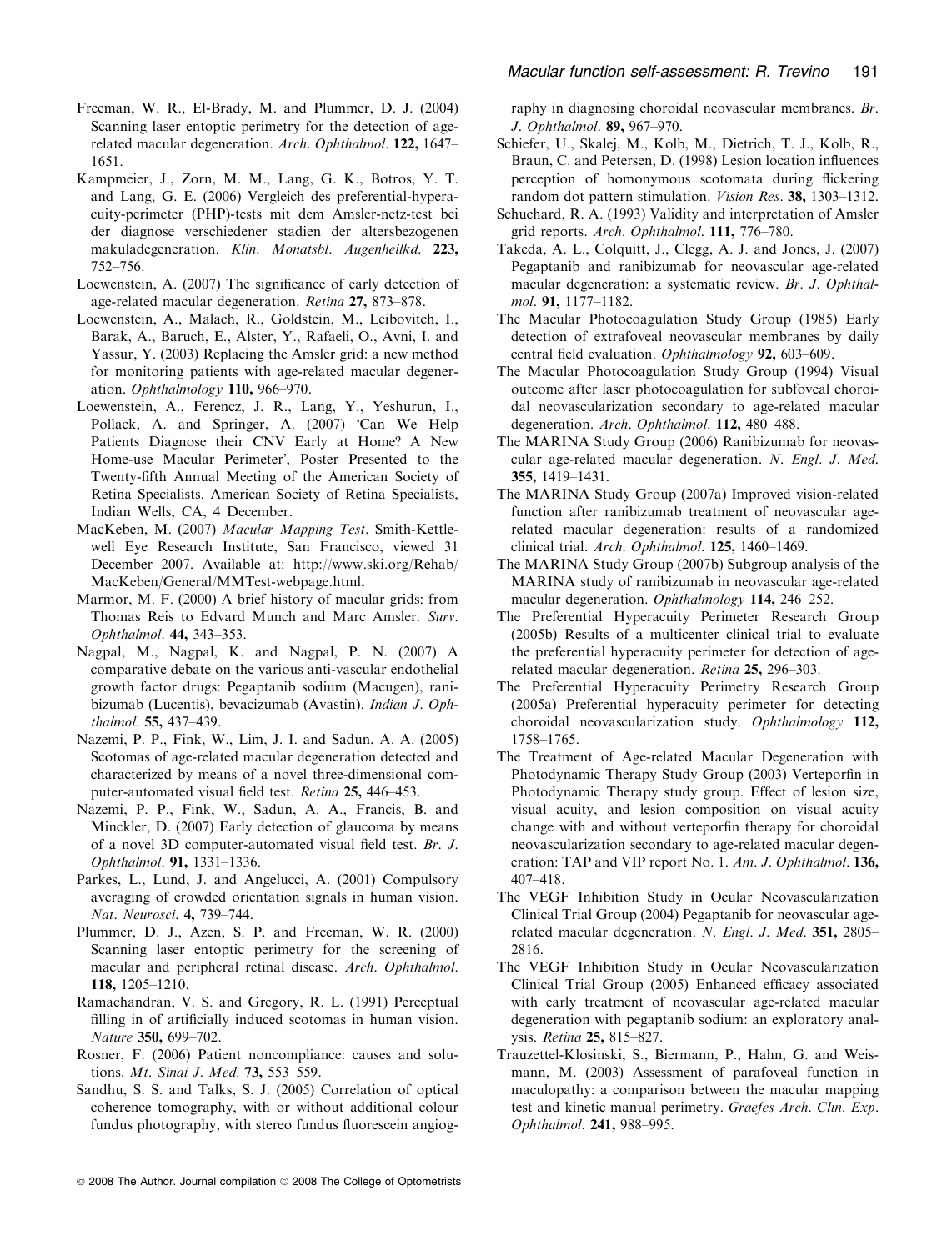Freeman, W. R., El-Brady, M. and Plummer, D. J. (2004) Scanning laser entoptic perimetry for the detection of age-related macular degeneration. *Arch. Ophthalmol*. **122,** 1647–1651.

Kampmeier, J., Zorn, M. M., Lang, G. K., Botros, Y. T. and Lang, G. E. (2006) Vergleich des preferential-hyperacuity-perimeter (PHP)-tests mit dem Amsler-netz-test bei der diagnose verschiedener stadien der altersbezogenen makuladegeneration. *Klin. Monatsbl. Augenheilkd*. **223,** 752–756.

Loewenstein, A. (2007) The significance of early detection of age-related macular degeneration. *Retina* **27,** 873–878.

Loewenstein, A., Malach, R., Goldstein, M., Leibovitch, I., Barak, A., Baruch, E., Alster, Y., Rafaeli, O., Avni, I. and Yassur, Y. (2003) Replacing the Amsler grid: a new method for monitoring patients with age-related macular degeneration. *Ophthalmology* **110,** 966–970.

Loewenstein, A., Ferencz, J. R., Lang, Y., Yeshurun, I., Pollack, A. and Springer, A. (2007) 'Can We Help Patients Diagnose their CNV Early at Home? A New Home-use Macular Perimeter', Poster Presented to the Twenty-fifth Annual Meeting of the American Society of Retina Specialists. American Society of Retina Specialists, Indian Wells, CA, 4 December.

MacKeben, M. (2007) *Macular Mapping Test*. Smith-Kettlewell Eye Research Institute, San Francisco, viewed 31 December 2007. Available at: http://www.ski.org/Rehab/MacKeben/General/MMTest-webpage.html.

Marmor, M. F. (2000) A brief history of macular grids: from Thomas Reis to Edvard Munch and Marc Amsler. *Surv. Ophthalmol*. **44,** 343–353.

Nagpal, M., Nagpal, K. and Nagpal, P. N. (2007) A comparative debate on the various anti-vascular endothelial growth factor drugs: Pegaptanib sodium (Macugen), ranibizumab (Lucentis), bevacizumab (Avastin). *Indian J. Ophthalmol*. **55,** 437–439.

Nazemi, P. P., Fink, W., Lim, J. I. and Sadun, A. A. (2005) Scotomas of age-related macular degeneration detected and characterized by means of a novel three-dimensional computer-automated visual field test. *Retina* **25,** 446–453.

Nazemi, P. P., Fink, W., Sadun, A. A., Francis, B. and Minckler, D. (2007) Early detection of glaucoma by means of a novel 3D computer-automated visual field test. *Br. J. Ophthalmol*. **91,** 1331–1336.

Parkes, L., Lund, J. and Angelucci, A. (2001) Compulsory averaging of crowded orientation signals in human vision. *Nat. Neurosci*. **4,** 739–744.

Plummer, D. J., Azen, S. P. and Freeman, W. R. (2000) Scanning laser entoptic perimetry for the screening of macular and peripheral retinal disease. *Arch. Ophthalmol*. **118,** 1205–1210.

Ramachandran, V. S. and Gregory, R. L. (1991) Perceptual filling in of artificially induced scotomas in human vision. *Nature* **350,** 699–702.

Rosner, F. (2006) Patient noncompliance: causes and solutions. *Mt. Sinai J. Med*. **73,** 553–559.

Sandhu, S. S. and Talks, S. J. (2005) Correlation of optical coherence tomography, with or without additional colour fundus photography, with stereo fundus fluorescein angiography in diagnosing choroidal neovascular membranes. *Br. J. Ophthalmol*. **89,** 967–970.

Schiefer, U., Skalej, M., Kolb, M., Dietrich, T. J., Kolb, R., Braun, C. and Petersen, D. (1998) Lesion location influences perception of homonymous scotomata during flickering random dot pattern stimulation. *Vision Res*. **38,** 1303–1312.

Schuchard, R. A. (1993) Validity and interpretation of Amsler grid reports. *Arch. Ophthalmol*. **111,** 776–780.

Takeda, A. L., Colquitt, J., Clegg, A. J. and Jones, J. (2007) Pegaptanib and ranibizumab for neovascular age-related macular degeneration: a systematic review. *Br. J. Ophthalmol*. **91,** 1177–1182.

The Macular Photocoagulation Study Group (1985) Early detection of extrafoveal neovascular membranes by daily central field evaluation. *Ophthalmology* **92,** 603–609.

The Macular Photocoagulation Study Group (1994) Visual outcome after laser photocoagulation for subfoveal choroidal neovascularization secondary to age-related macular degeneration. *Arch. Ophthalmol*. **112,** 480–488.

The MARINA Study Group (2006) Ranibizumab for neovascular age-related macular degeneration. *N. Engl. J. Med*. **355,** 1419–1431.

The MARINA Study Group (2007a) Improved vision-related function after ranibizumab treatment of neovascular age-related macular degeneration: results of a randomized clinical trial. *Arch. Ophthalmol*. **125,** 1460–1469.

The MARINA Study Group (2007b) Subgroup analysis of the MARINA study of ranibizumab in neovascular age-related macular degeneration. *Ophthalmology* **114,** 246–252.

The Preferential Hyperacuity Perimeter Research Group (2005b) Results of a multicenter clinical trial to evaluate the preferential hyperacuity perimeter for detection of age-related macular degeneration. *Retina* **25,** 296–303.

The Preferential Hyperacuity Perimetry Research Group (2005a) Preferential hyperacuity perimeter for detecting choroidal neovascularization study. *Ophthalmology* **112,** 1758–1765.

The Treatment of Age-related Macular Degeneration with Photodynamic Therapy Study Group (2003) Verteporfin in Photodynamic Therapy study group. Effect of lesion size, visual acuity, and lesion composition on visual acuity change with and without verteporfin therapy for choroidal neovascularization secondary to age-related macular degeneration: TAP and VIP report No. 1. *Am. J. Ophthalmol*. **136,** 407–418.

The VEGF Inhibition Study in Ocular Neovascularization Clinical Trial Group (2004) Pegaptanib for neovascular age-related macular degeneration. *N. Engl. J. Med*. **351,** 2805–2816.

The VEGF Inhibition Study in Ocular Neovascularization Clinical Trial Group (2005) Enhanced efficacy associated with early treatment of neovascular age-related macular degeneration with pegaptanib sodium: an exploratory analysis. *Retina* **25,** 815–827.

Trauzettel-Klosinski, S., Biermann, P., Hahn, G. and Weismann, M. (2003) Assessment of parafoveal function in maculopathy: a comparison between the macular mapping test and kinetic manual perimetry. *Graefes Arch. Clin. Exp. Ophthalmol*. **241,** 988–995.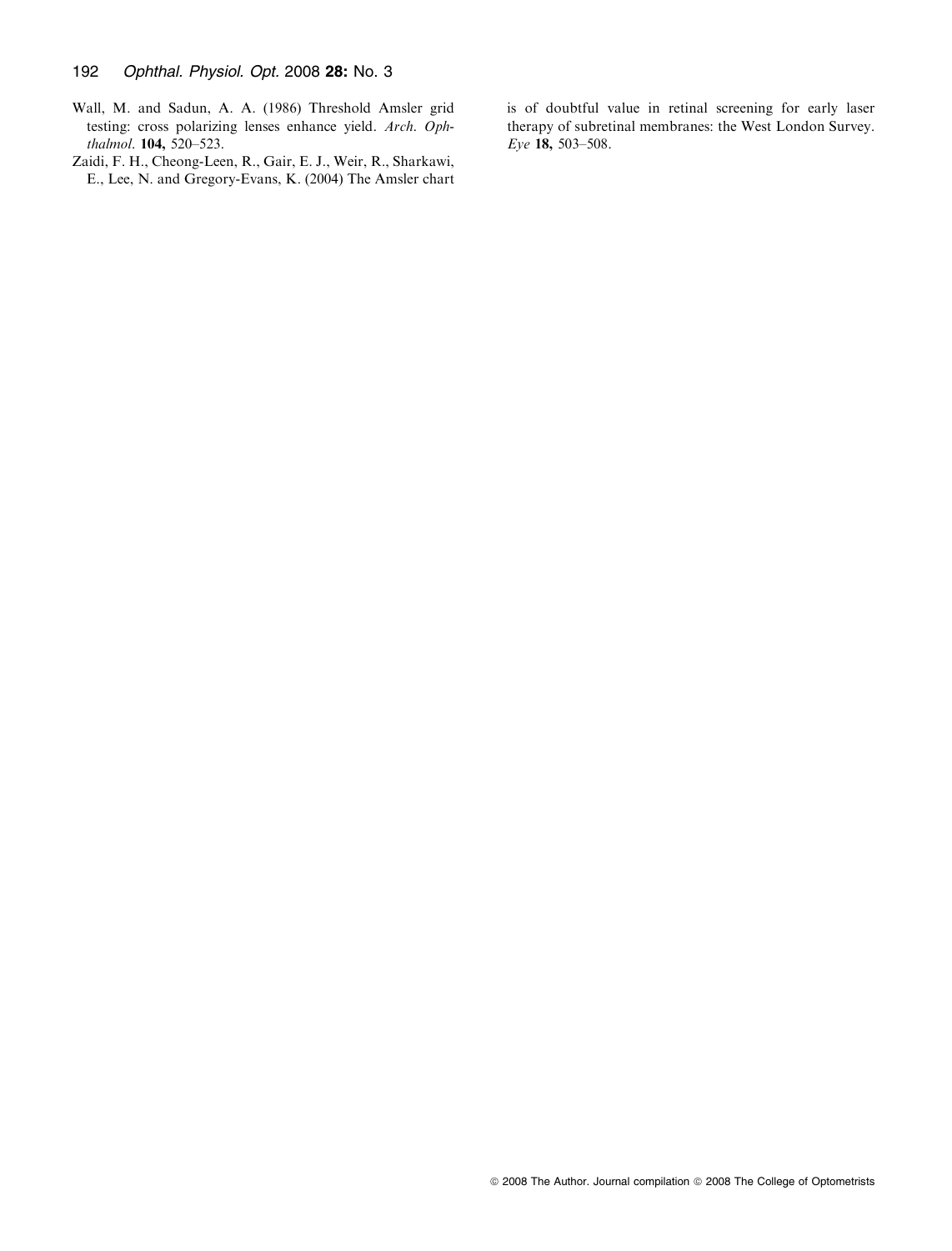Wall, M. and Sadun, A. A. (1986) Threshold Amsler grid testing: cross polarizing lenses enhance yield. *Arch. Ophthalmol.* **104,** 520–523.

Zaidi, F. H., Cheong-Leen, R., Gair, E. J., Weir, R., Sharkawi, E., Lee, N. and Gregory-Evans, K. (2004) The Amsler chart is of doubtful value in retinal screening for early laser therapy of subretinal membranes: the West London Survey. *Eye* **18,** 503–508.